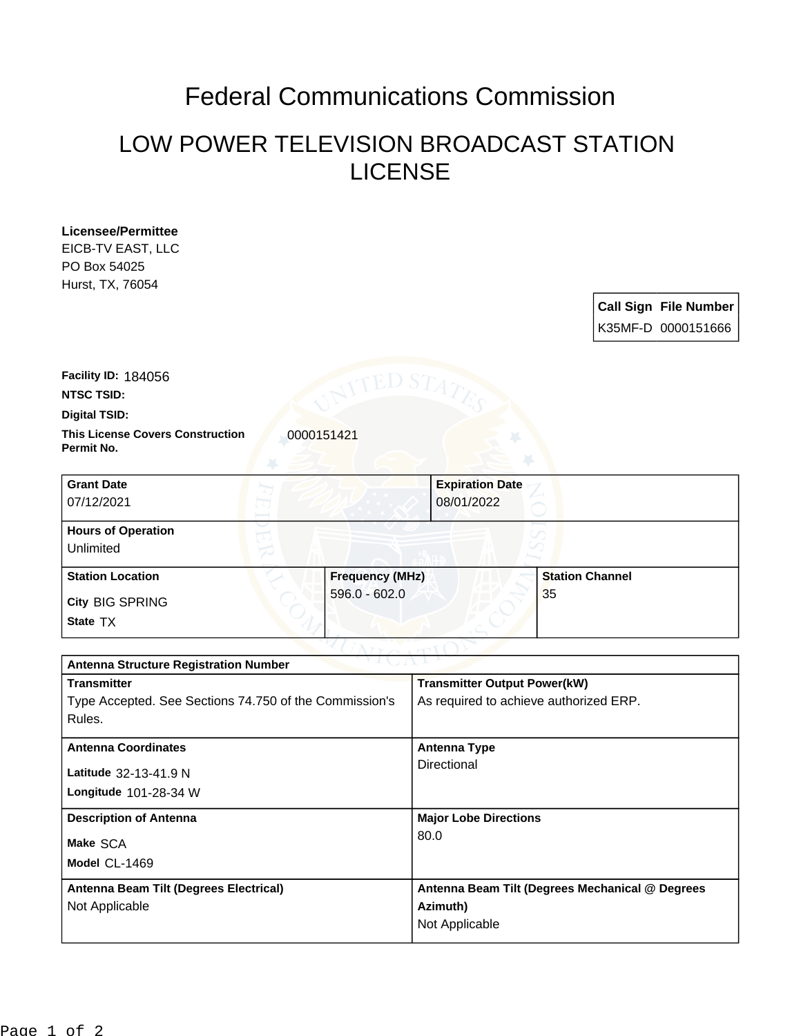# Federal Communications Commission

## LOW POWER TELEVISION BROADCAST STATION LICENSE

**Licensee/Permittee**
EICB-TV EAST, LLC
PO Box 54025
Hurst, TX, 76054

| Call Sign | File Number |
|---|---|
| K35MF-D | 0000151666 |

**Facility ID:** 184056

**NTSC TSID:**

**Digital TSID:**

**This License Covers Construction Permit No.** 0000151421

| Grant Date | Expiration Date |
|---|---|
| 07/12/2021 | 08/01/2022 |

**Hours of Operation**
Unlimited

| Station Location | Frequency (MHz) | Station Channel |
|---|---|---|
| City BIG SPRING<br>State TX | 596.0 - 602.0 | 35 |

**Antenna Structure Registration Number**

| Transmitter | Transmitter Output Power(kW) |
|---|---|
| Type Accepted. See Sections 74.750 of the Commission's Rules. | As required to achieve authorized ERP. |

| Antenna Coordinates | Antenna Type |
|---|---|
| Latitude 32-13-41.9 N<br>Longitude 101-28-34 W | Directional |

| Description of Antenna | Major Lobe Directions |
|---|---|
| Make SCA<br>Model CL-1469 | 80.0 |

| Antenna Beam Tilt (Degrees Electrical) | Antenna Beam Tilt (Degrees Mechanical @ Degrees Azimuth) |
|---|---|
| Not Applicable | Not Applicable |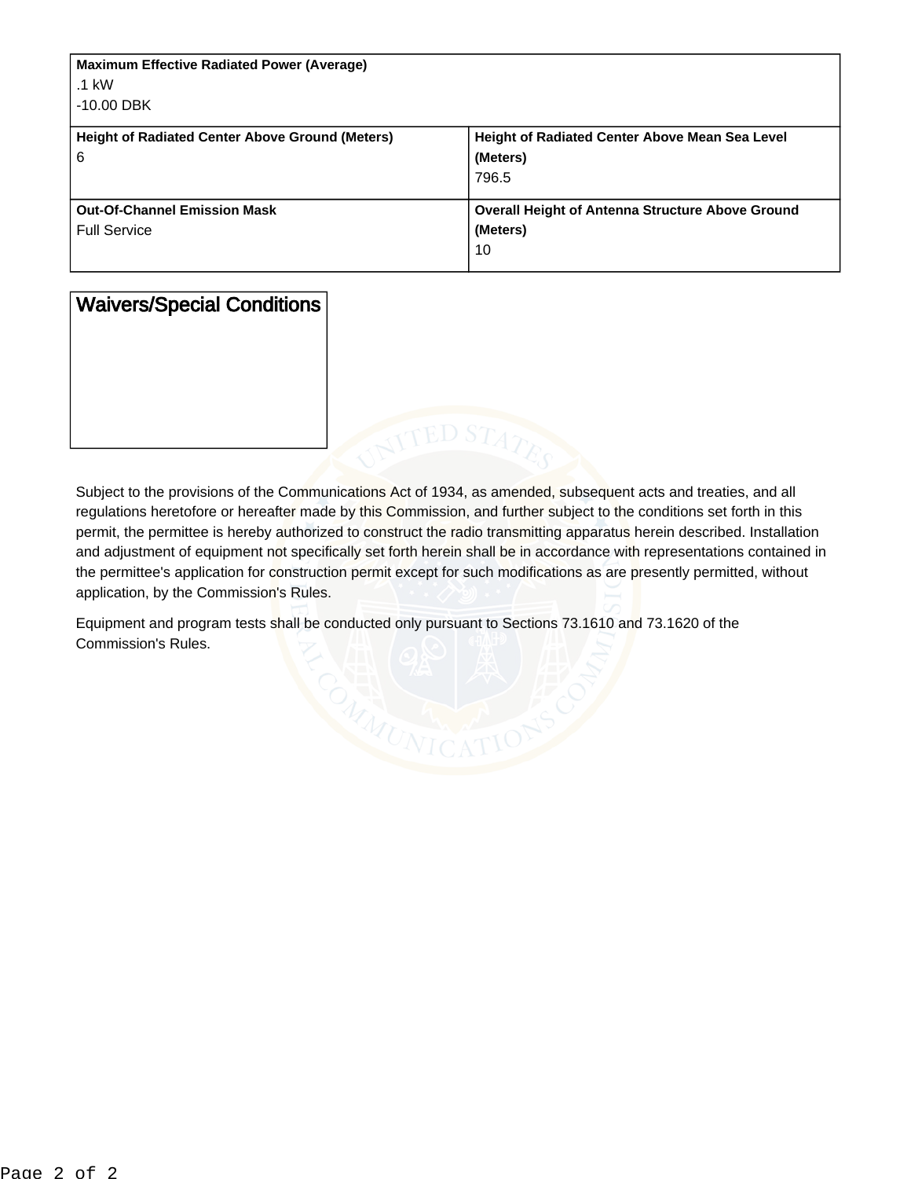| | |
|---|---|
| **Maximum Effective Radiated Power (Average)**<br>.1 kW<br>-10.00 DBK | |
| **Height of Radiated Center Above Ground (Meters)**<br>6 | **Height of Radiated Center Above Mean Sea Level (Meters)**<br>796.5 |
| **Out-Of-Channel Emission Mask**<br>Full Service | **Overall Height of Antenna Structure Above Ground (Meters)**<br>10 |

## Waivers/Special Conditions

Subject to the provisions of the Communications Act of 1934, as amended, subsequent acts and treaties, and all regulations heretofore or hereafter made by this Commission, and further subject to the conditions set forth in this permit, the permittee is hereby authorized to construct the radio transmitting apparatus herein described. Installation and adjustment of equipment not specifically set forth herein shall be in accordance with representations contained in the permittee's application for construction permit except for such modifications as are presently permitted, without application, by the Commission's Rules.

Equipment and program tests shall be conducted only pursuant to Sections 73.1610 and 73.1620 of the Commission's Rules.